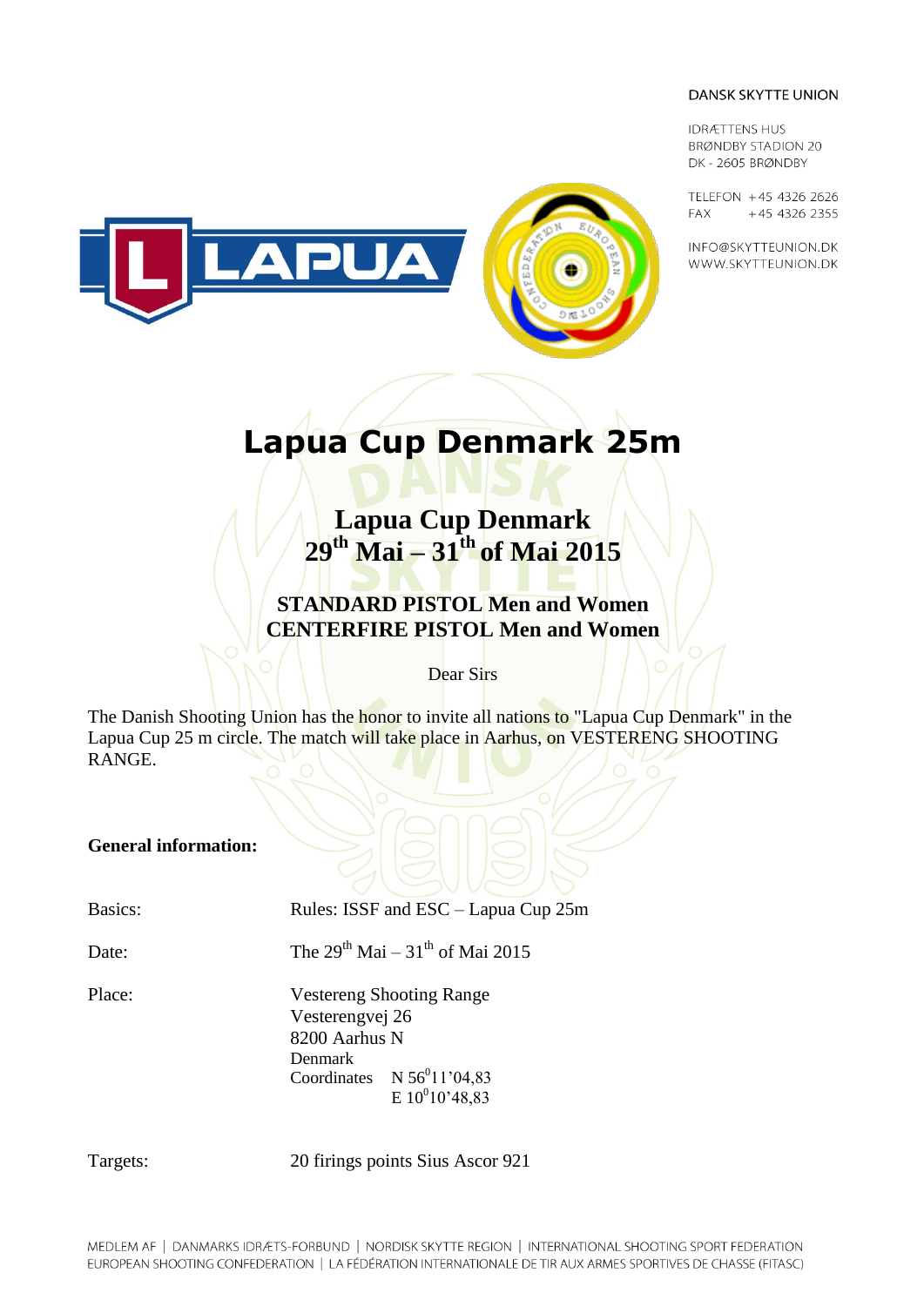DANSK SKYTTE UNION

IDRÆTTENS HUS
BRØNDBY STADION 20
DK - 2605 BRØNDBY

TELEFON +45 4326 2626
FAX +45 4326 2355

INFO@SKYTTEUNION.DK
WWW.SKYTTEUNION.DK

# Lapua Cup Denmark 25m

## Lapua Cup Denmark
## 29th Mai – 31th of Mai 2015

### STANDARD PISTOL Men and Women
### CENTERFIRE PISTOL Men and Women

Dear Sirs

The Danish Shooting Union has the honor to invite all nations to "Lapua Cup Denmark" in the Lapua Cup 25 m circle. The match will take place in Aarhus, on VESTERENG SHOOTING RANGE.

**General information:**

Basics: Rules: ISSF and ESC – Lapua Cup 25m

Date: The 29th Mai – 31th of Mai 2015

Place: Vestereng Shooting Range
Vesterengvej 26
8200 Aarhus N
Denmark
Coordinates N 56°11'04,83
E 10°10'48,83

Targets: 20 firings points Sius Ascor 921

MEDLEM AF | DANMARKS IDRÆTS-FORBUND | NORDISK SKYTTE REGION | INTERNATIONAL SHOOTING SPORT FEDERATION
EUROPEAN SHOOTING CONFEDERATION | LA FÉDÉRATION INTERNATIONALE DE TIR AUX ARMES SPORTIVES DE CHASSE (FITASC)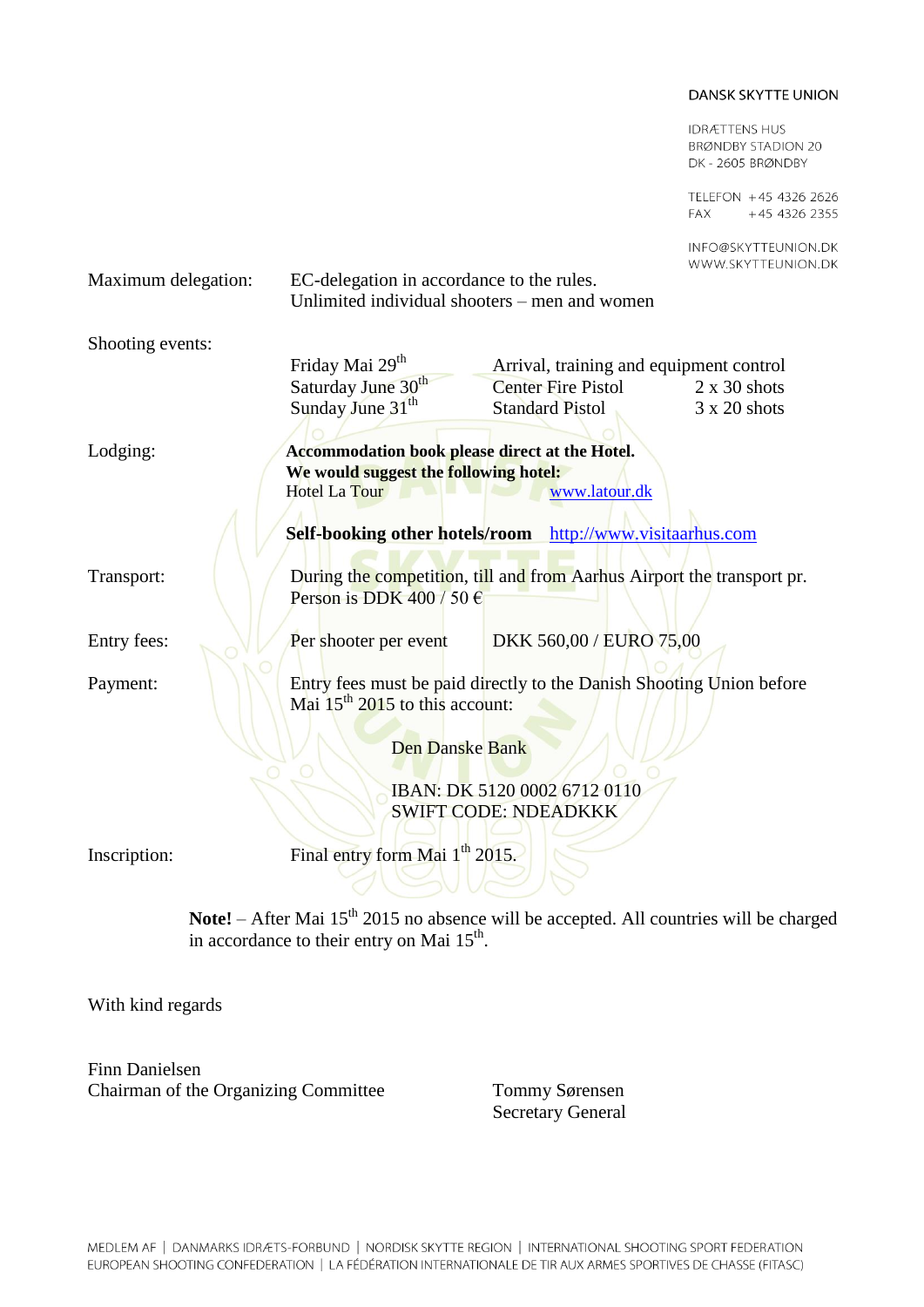DANSK SKYTTE UNION

IDRÆTTENS HUS
BRØNDBY STADION 20
DK - 2605 BRØNDBY

TELEFON +45 4326 2626
FAX +45 4326 2355

INFO@SKYTTEUNION.DK
WWW.SKYTTEUNION.DK

| | |
|---|---|
| Maximum delegation: | EC-delegation in accordance to the rules.<br>Unlimited individual shooters – men and women |

Shooting events:

| | | |
|---|---|---|
| Friday Mai 29th | Arrival, training and equipment control | |
| Saturday June 30th | Center Fire Pistol | 2 x 30 shots |
| Sunday June 31th | Standard Pistol | 3 x 20 shots |

Lodging:

**Accommodation book please direct at the Hotel.**
**We would suggest the following hotel:**
Hotel La Tour www.latour.dk

**Self-booking other hotels/room** http://www.visitaarhus.com

Transport: During the competition, till and from Aarhus Airport the transport pr. Person is DDK 400 / 50 €

Entry fees: Per shooter per event DKK 560,00 / EURO 75,00

Payment: Entry fees must be paid directly to the Danish Shooting Union before Mai 15th 2015 to this account:

Den Danske Bank

IBAN: DK 5120 0002 6712 0110
SWIFT CODE: NDEADKKK

Inscription: Final entry form Mai 1th 2015.

**Note!** – After Mai 15th 2015 no absence will be accepted. All countries will be charged in accordance to their entry on Mai 15th.

With kind regards

Finn Danielsen
Chairman of the Organizing Committee

Tommy Sørensen
Secretary General

MEDLEM AF | DANMARKS IDRÆTS-FORBUND | NORDISK SKYTTE REGION | INTERNATIONAL SHOOTING SPORT FEDERATION
EUROPEAN SHOOTING CONFEDERATION | LA FÉDÉRATION INTERNATIONALE DE TIR AUX ARMES SPORTIVES DE CHASSE (FITASC)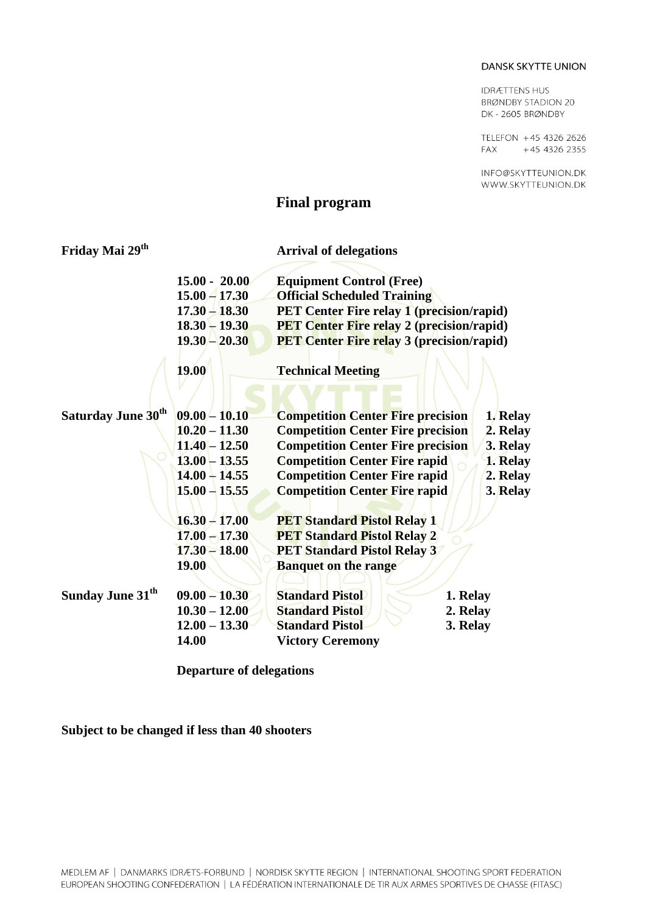DANSK SKYTTE UNION

IDRÆTTENS HUS
BRØNDBY STADION 20
DK - 2605 BRØNDBY

TELEFON +45 4326 2626
FAX +45 4326 2355

INFO@SKYTTEUNION.DK
WWW.SKYTTEUNION.DK

# Final program

| | | | |
|---|---|---|---|
| **Friday Mai 29th** | | **Arrival of delegations** | |
| | **15.00 - 20.00** | **Equipment Control (Free)** | |
| | **15.00 – 17.30** | **Official Scheduled Training** | |
| | **17.30 – 18.30** | **PET Center Fire relay 1 (precision/rapid)** | |
| | **18.30 – 19.30** | **PET Center Fire relay 2 (precision/rapid)** | |
| | **19.30 – 20.30** | **PET Center Fire relay 3 (precision/rapid)** | |
| | **19.00** | **Technical Meeting** | |
| **Saturday June 30th** | **09.00 – 10.10** | **Competition Center Fire precision** | **1. Relay** |
| | **10.20 – 11.30** | **Competition Center Fire precision** | **2. Relay** |
| | **11.40 – 12.50** | **Competition Center Fire precision** | **3. Relay** |
| | **13.00 – 13.55** | **Competition Center Fire rapid** | **1. Relay** |
| | **14.00 – 14.55** | **Competition Center Fire rapid** | **2. Relay** |
| | **15.00 – 15.55** | **Competition Center Fire rapid** | **3. Relay** |
| | **16.30 – 17.00** | **PET Standard Pistol Relay 1** | |
| | **17.00 – 17.30** | **PET Standard Pistol Relay 2** | |
| | **17.30 – 18.00** | **PET Standard Pistol Relay 3** | |
| | **19.00** | **Banquet on the range** | |
| **Sunday June 31th** | **09.00 – 10.30** | **Standard Pistol** | **1. Relay** |
| | **10.30 – 12.00** | **Standard Pistol** | **2. Relay** |
| | **12.00 – 13.30** | **Standard Pistol** | **3. Relay** |
| | **14.00** | **Victory Ceremony** | |

**Departure of delegations**

**Subject to be changed if less than 40 shooters**

MEDLEM AF | DANMARKS IDRÆTS-FORBUND | NORDISK SKYTTE REGION | INTERNATIONAL SHOOTING SPORT FEDERATION
EUROPEAN SHOOTING CONFEDERATION | LA FÉDÉRATION INTERNATIONALE DE TIR AUX ARMES SPORTIVES DE CHASSE (FITASC)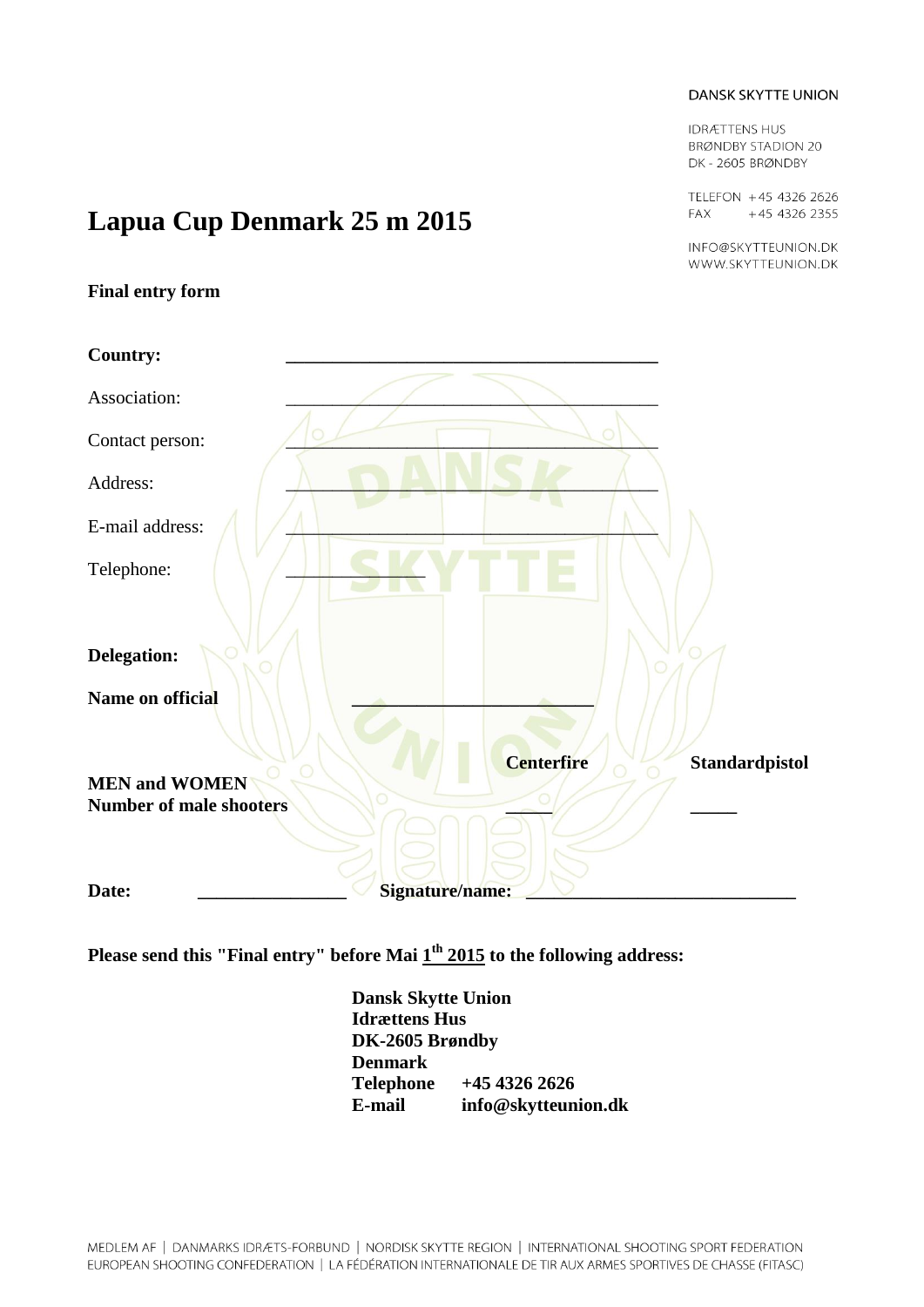DANSK SKYTTE UNION

IDRÆTTENS HUS
BRØNDBY STADION 20
DK - 2605 BRØNDBY

TELEFON +45 4326 2626
FAX +45 4326 2355

INFO@SKYTTEUNION.DK
WWW.SKYTTEUNION.DK

# Lapua Cup Denmark 25 m 2015

**Final entry form**

**Country:** ______________________________________

Association: ______________________________________

Contact person: ______________________________________

Address: ______________________________________

E-mail address: ______________________________________

Telephone: _____________

**Delegation:**

**Name on official** ________________________

| | **Centerfire** | **Standardpistol** |
|---|---|---|
| **MEN and WOMEN** | | |
| **Number of male shooters** | _____ | _____ |

**Date:** _______________ **Signature/name:** ___________________________

**Please send this "Final entry" before Mai 1th 2015 to the following address:**

**Dansk Skytte Union**
**Idrættens Hus**
**DK-2605 Brøndby**
**Denmark**
**Telephone +45 4326 2626**
**E-mail info@skytteunion.dk**

MEDLEM AF | DANMARKS IDRÆTS-FORBUND | NORDISK SKYTTE REGION | INTERNATIONAL SHOOTING SPORT FEDERATION
EUROPEAN SHOOTING CONFEDERATION | LA FÉDÉRATION INTERNATIONALE DE TIR AUX ARMES SPORTIVES DE CHASSE (FITASC)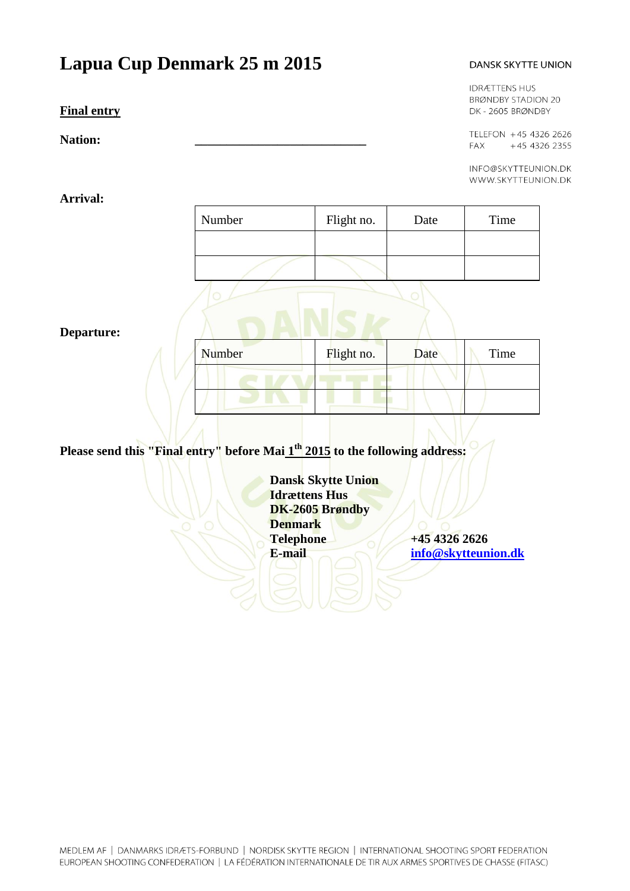# Lapua Cup Denmark 25 m 2015

DANSK SKYTTE UNION

IDRÆTTENS HUS
BRØNDBY STADION 20
DK - 2605 BRØNDBY

TELEFON +45 4326 2626
FAX +45 4326 2355

INFO@SKYTTEUNION.DK
WWW.SKYTTEUNION.DK

**Final entry**

**Nation:** ____________________________

**Arrival:**

| Number | Flight no. | Date | Time |
|---|---|---|---|
| | | | |
| | | | |

**Departure:**

| Number | Flight no. | Date | Time |
|---|---|---|---|
| | | | |
| | | | |

**Please send this "Final entry" before Mai 1th 2015 to the following address:**

**Dansk Skytte Union**
**Idrættens Hus**
**DK-2605 Brøndby**
**Denmark**
**Telephone** **+45 4326 2626**
**E-mail** **info@skytteunion.dk**

MEDLEM AF | DANMARKS IDRÆTS-FORBUND | NORDISK SKYTTE REGION | INTERNATIONAL SHOOTING SPORT FEDERATION
EUROPEAN SHOOTING CONFEDERATION | LA FÉDÉRATION INTERNATIONALE DE TIR AUX ARMES SPORTIVES DE CHASSE (FITASC)